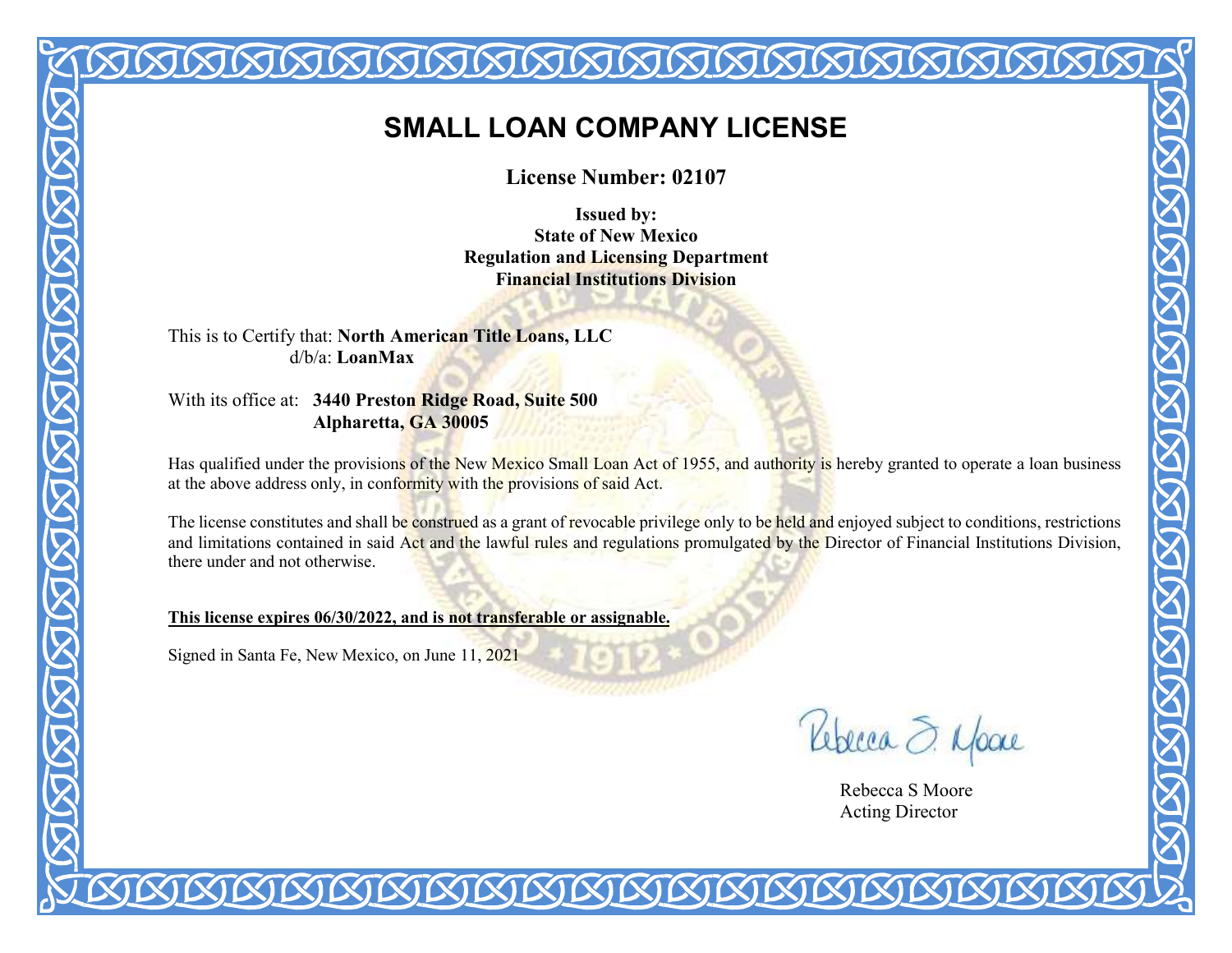# SMALL LOAN COMPANY LICENSE

**License Number: 02107**

**Issued by:**
**State of New Mexico**
**Regulation and Licensing Department**
**Financial Institutions Division**

This is to Certify that: **North American Title Loans, LLC**
d/b/a: **LoanMax**

With its office at: **3440 Preston Ridge Road, Suite 500**
**Alpharetta, GA 30005**

Has qualified under the provisions of the New Mexico Small Loan Act of 1955, and authority is hereby granted to operate a loan business at the above address only, in conformity with the provisions of said Act.

The license constitutes and shall be construed as a grant of revocable privilege only to be held and enjoyed subject to conditions, restrictions and limitations contained in said Act and the lawful rules and regulations promulgated by the Director of Financial Institutions Division, there under and not otherwise.

**This license expires 06/30/2022, and is not transferable or assignable.**

Signed in Santa Fe, New Mexico, on June 11, 2021

Rebecca S Moore
Acting Director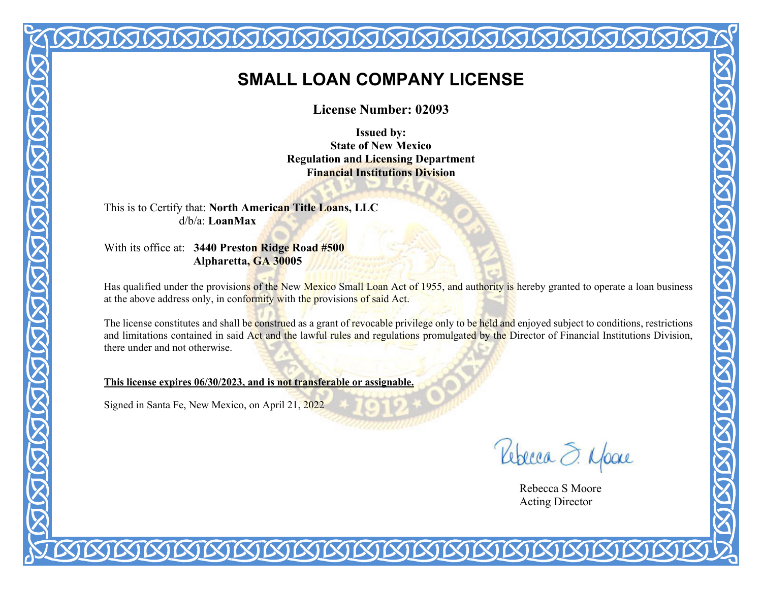# SMALL LOAN COMPANY LICENSE

**License Number: 02093**

**Issued by:**
**State of New Mexico**
**Regulation and Licensing Department**
**Financial Institutions Division**

This is to Certify that: **North American Title Loans, LLC**
d/b/a: **LoanMax**

With its office at: **3440 Preston Ridge Road #500**
**Alpharetta, GA 30005**

Has qualified under the provisions of the New Mexico Small Loan Act of 1955, and authority is hereby granted to operate a loan business at the above address only, in conformity with the provisions of said Act.

The license constitutes and shall be construed as a grant of revocable privilege only to be held and enjoyed subject to conditions, restrictions and limitations contained in said Act and the lawful rules and regulations promulgated by the Director of Financial Institutions Division, there under and not otherwise.

**This license expires 06/30/2023, and is not transferable or assignable.**

Signed in Santa Fe, New Mexico, on April 21, 2022

Rebecca S Moore
Acting Director